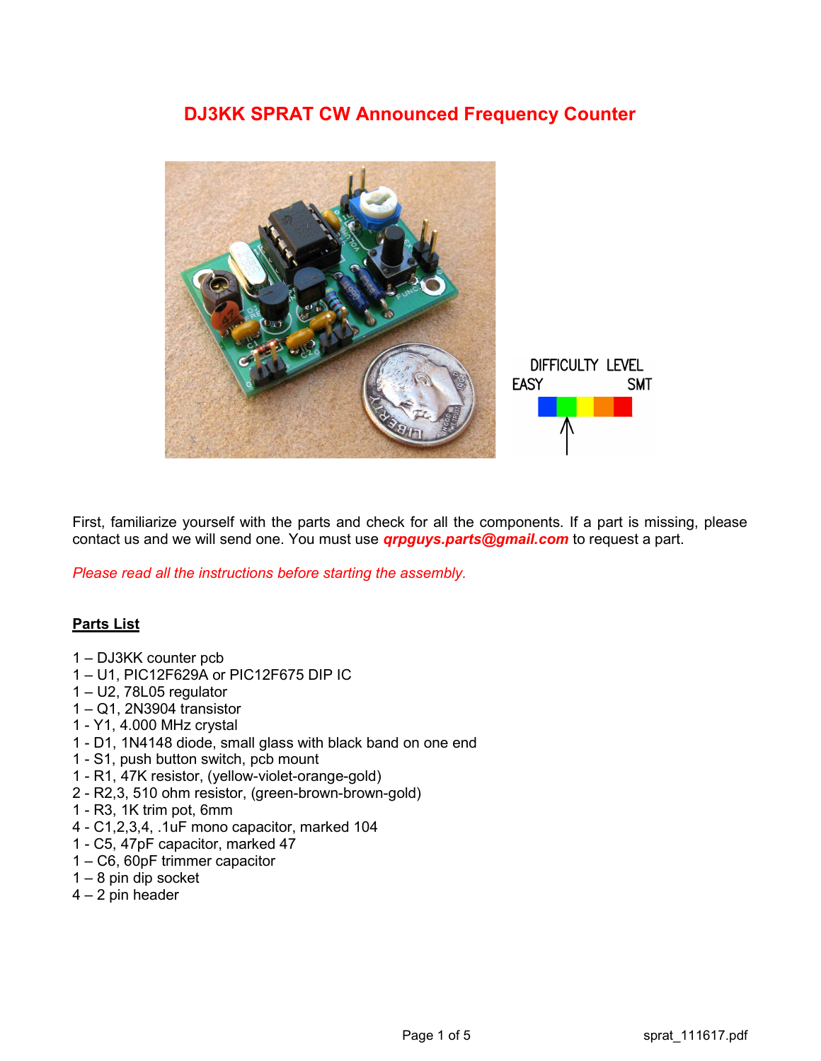# DJ3KK SPRAT CW Announced Frequency Counter

First, familiarize yourself with the parts and check for all the components. If a part is missing, please contact us and we will send one. You must use ***qrpguys.parts@gmail.com*** to request a part.

*Please read all the instructions before starting the assembly.*

## Parts List

1 – DJ3KK counter pcb
1 – U1, PIC12F629A or PIC12F675 DIP IC
1 – U2, 78L05 regulator
1 – Q1, 2N3904 transistor
1 - Y1, 4.000 MHz crystal
1 - D1, 1N4148 diode, small glass with black band on one end
1 - S1, push button switch, pcb mount
1 - R1, 47K resistor, (yellow-violet-orange-gold)
2 - R2,3, 510 ohm resistor, (green-brown-brown-gold)
1 - R3, 1K trim pot, 6mm
4 - C1,2,3,4, .1uF mono capacitor, marked 104
1 - C5, 47pF capacitor, marked 47
1 – C6, 60pF trimmer capacitor
1 – 8 pin dip socket
4 – 2 pin header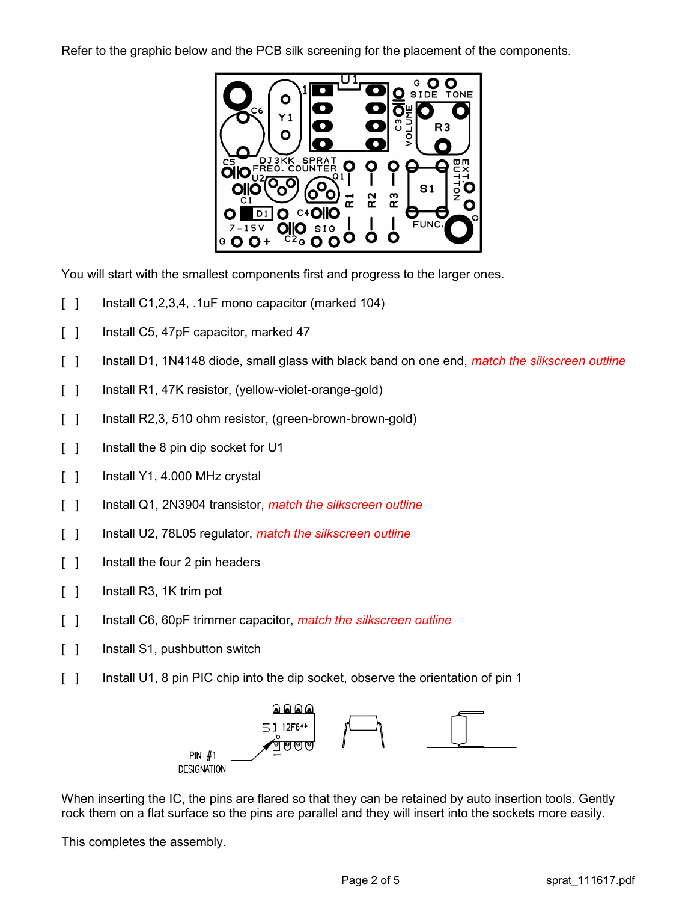Refer to the graphic below and the PCB silk screening for the placement of the components.

You will start with the smallest components first and progress to the larger ones.

[ ] Install C1,2,3,4, .1uF mono capacitor (marked 104)

[ ] Install C5, 47pF capacitor, marked 47

[ ] Install D1, 1N4148 diode, small glass with black band on one end, *match the silkscreen outline*

[ ] Install R1, 47K resistor, (yellow-violet-orange-gold)

[ ] Install R2,3, 510 ohm resistor, (green-brown-brown-gold)

[ ] Install the 8 pin dip socket for U1

[ ] Install Y1, 4.000 MHz crystal

[ ] Install Q1, 2N3904 transistor, *match the silkscreen outline*

[ ] Install U2, 78L05 regulator, *match the silkscreen outline*

[ ] Install the four 2 pin headers

[ ] Install R3, 1K trim pot

[ ] Install C6, 60pF trimmer capacitor, *match the silkscreen outline*

[ ] Install S1, pushbutton switch

[ ] Install U1, 8 pin PIC chip into the dip socket, observe the orientation of pin 1

When inserting the IC, the pins are flared so that they can be retained by auto insertion tools. Gently rock them on a flat surface so the pins are parallel and they will insert into the sockets more easily.

This completes the assembly.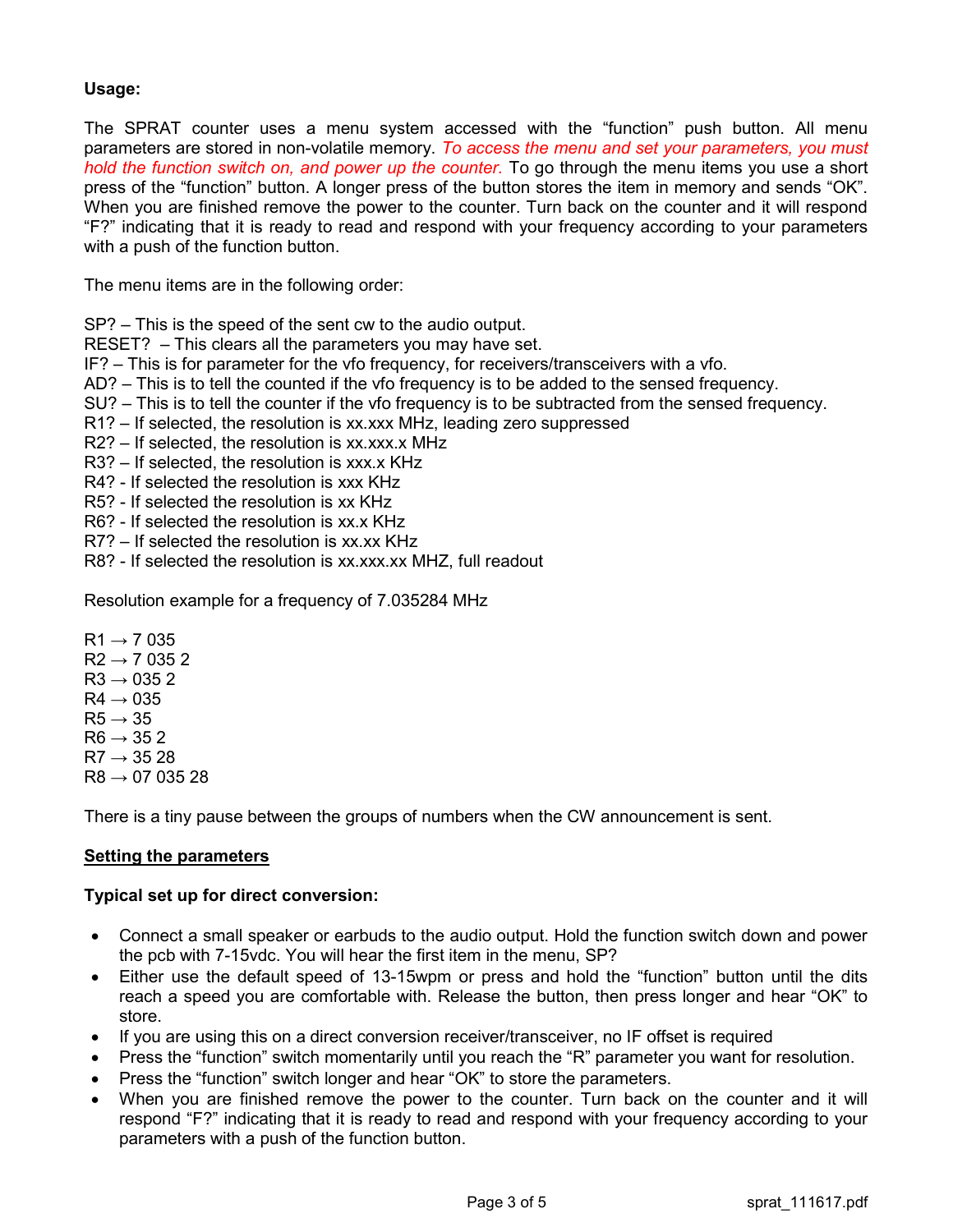**Usage:**

The SPRAT counter uses a menu system accessed with the "function" push button. All menu parameters are stored in non-volatile memory. *To access the menu and set your parameters, you must hold the function switch on, and power up the counter.* To go through the menu items you use a short press of the "function" button. A longer press of the button stores the item in memory and sends "OK". When you are finished remove the power to the counter. Turn back on the counter and it will respond "F?" indicating that it is ready to read and respond with your frequency according to your parameters with a push of the function button.

The menu items are in the following order:

SP? – This is the speed of the sent cw to the audio output.
RESET? – This clears all the parameters you may have set.
IF? – This is for parameter for the vfo frequency, for receivers/transceivers with a vfo.
AD? – This is to tell the counted if the vfo frequency is to be added to the sensed frequency.
SU? – This is to tell the counter if the vfo frequency is to be subtracted from the sensed frequency.
R1? – If selected, the resolution is xx.xxx MHz, leading zero suppressed
R2? – If selected, the resolution is xx.xxx.x MHz
R3? – If selected, the resolution is xxx.x KHz
R4? - If selected the resolution is xxx KHz
R5? - If selected the resolution is xx KHz
R6? - If selected the resolution is xx.x KHz
R7? – If selected the resolution is xx.xx KHz
R8? - If selected the resolution is xx.xxx.xx MHZ, full readout

Resolution example for a frequency of 7.035284 MHz

R1 → 7 035
R2 → 7 035 2
R3 → 035 2
R4 → 035
R5 → 35
R6 → 35 2
R7 → 35 28
R8 → 07 035 28

There is a tiny pause between the groups of numbers when the CW announcement is sent.

**Setting the parameters**

**Typical set up for direct conversion:**

- Connect a small speaker or earbuds to the audio output. Hold the function switch down and power the pcb with 7-15vdc. You will hear the first item in the menu, SP?
- Either use the default speed of 13-15wpm or press and hold the "function" button until the dits reach a speed you are comfortable with. Release the button, then press longer and hear "OK" to store.
- If you are using this on a direct conversion receiver/transceiver, no IF offset is required
- Press the "function" switch momentarily until you reach the "R" parameter you want for resolution.
- Press the "function" switch longer and hear "OK" to store the parameters.
- When you are finished remove the power to the counter. Turn back on the counter and it will respond "F?" indicating that it is ready to read and respond with your frequency according to your parameters with a push of the function button.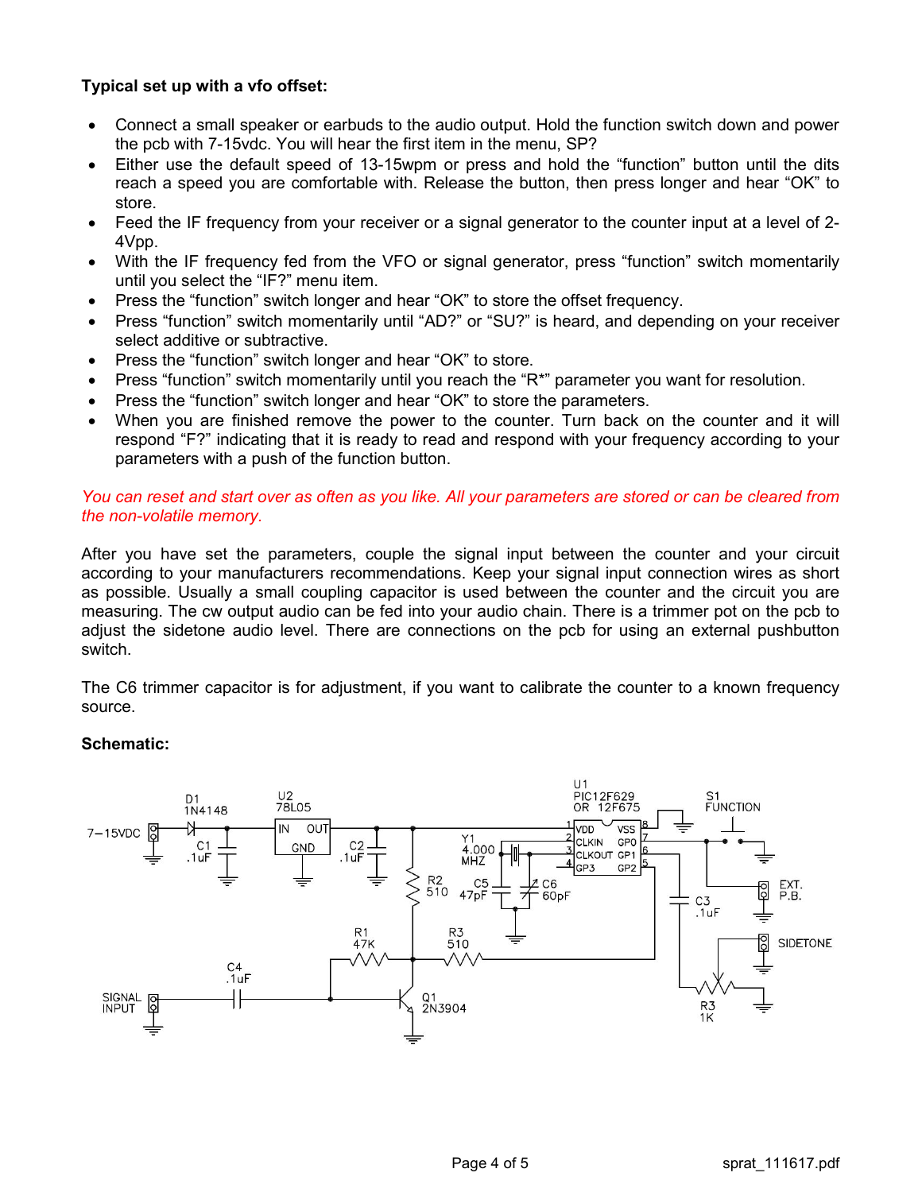**Typical set up with a vfo offset:**

- Connect a small speaker or earbuds to the audio output. Hold the function switch down and power the pcb with 7-15vdc. You will hear the first item in the menu, SP?
- Either use the default speed of 13-15wpm or press and hold the "function" button until the dits reach a speed you are comfortable with. Release the button, then press longer and hear "OK" to store.
- Feed the IF frequency from your receiver or a signal generator to the counter input at a level of 2-4Vpp.
- With the IF frequency fed from the VFO or signal generator, press "function" switch momentarily until you select the "IF?" menu item.
- Press the "function" switch longer and hear "OK" to store the offset frequency.
- Press "function" switch momentarily until "AD?" or "SU?" is heard, and depending on your receiver select additive or subtractive.
- Press the "function" switch longer and hear "OK" to store.
- Press "function" switch momentarily until you reach the "R*" parameter you want for resolution.
- Press the "function" switch longer and hear "OK" to store the parameters.
- When you are finished remove the power to the counter. Turn back on the counter and it will respond "F?" indicating that it is ready to read and respond with your frequency according to your parameters with a push of the function button.

*You can reset and start over as often as you like. All your parameters are stored or can be cleared from the non-volatile memory.*

After you have set the parameters, couple the signal input between the counter and your circuit according to your manufacturers recommendations. Keep your signal input connection wires as short as possible. Usually a small coupling capacitor is used between the counter and the circuit you are measuring. The cw output audio can be fed into your audio chain. There is a trimmer pot on the pcb to adjust the sidetone audio level. There are connections on the pcb for using an external pushbutton switch.

The C6 trimmer capacitor is for adjustment, if you want to calibrate the counter to a known frequency source.

**Schematic:**

7–15VDC D1 1N4148 C1 .1uF U2 78L05 IN OUT GND C2 .1uF R2 510 Y1 4.000 MHZ C5 47pF C6 60pF U1 PIC12F629 OR 12F675 VDD VSS CLKIN GP0 CLKOUT GP1 GP3 GP2 S1 FUNCTION EXT. P.B. C3 .1uF SIDETONE R3 1K R1 47K R3 510 C4 .1uF SIGNAL INPUT Q1 2N3904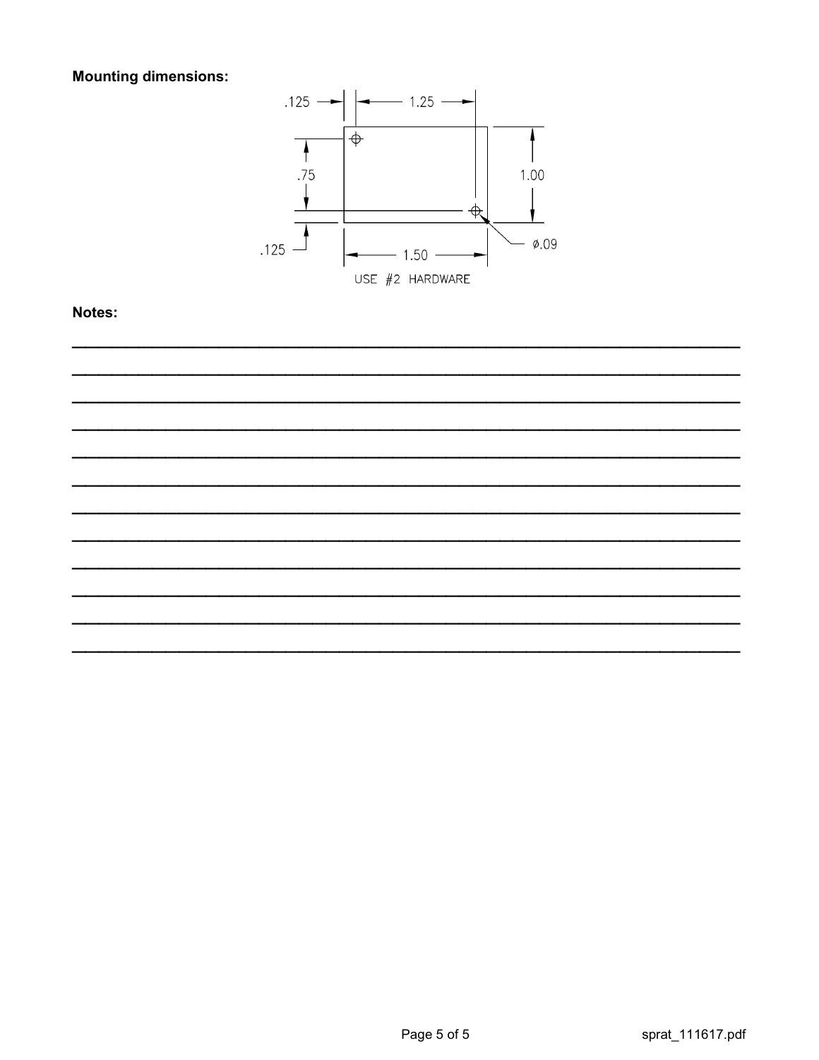**Mounting dimensions:**

.125
1.25
.75
1.00
.125
1.50
ø.09
USE #2 HARDWARE

**Notes:**